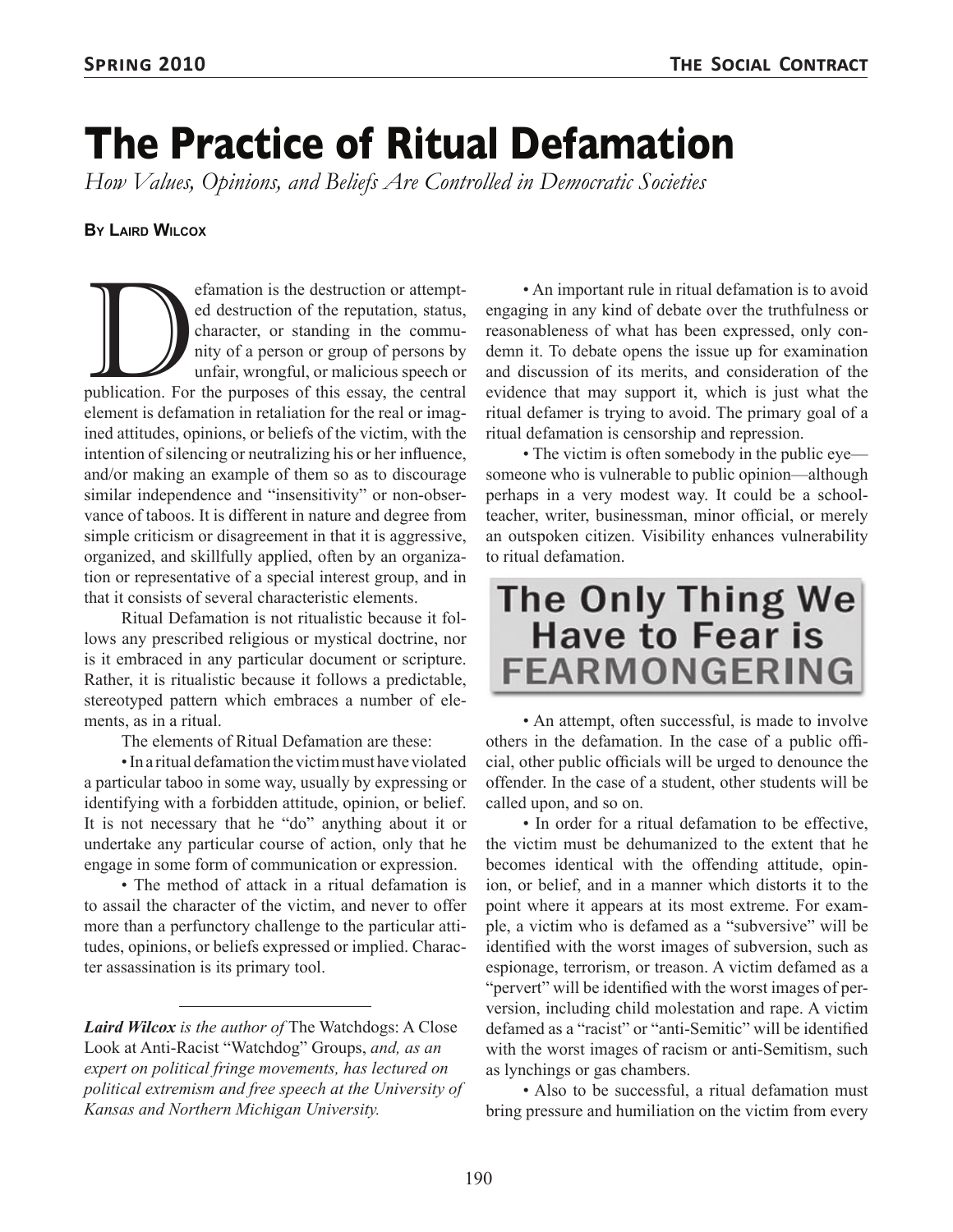# The Practice of Ritual Defamation

*How Values, Opinions, and Beliefs Are Controlled in Democratic Societies*

**By Laird Wilcox**

Defamation is the destruction or attempted destruction of the reputation, status, character, or standing in the community of a person or group of persons by unfair, wrongful, or malicious speech or publication. For the purposes of this essay, the central element is defamation in retaliation for the real or imagined attitudes, opinions, or beliefs of the victim, with the intention of silencing or neutralizing his or her influence, and/or making an example of them so as to discourage similar independence and "insensitivity" or non-observance of taboos. It is different in nature and degree from simple criticism or disagreement in that it is aggressive, organized, and skillfully applied, often by an organization or representative of a special interest group, and in that it consists of several characteristic elements.

Ritual Defamation is not ritualistic because it follows any prescribed religious or mystical doctrine, nor is it embraced in any particular document or scripture. Rather, it is ritualistic because it follows a predictable, stereotyped pattern which embraces a number of elements, as in a ritual.

The elements of Ritual Defamation are these:

- In a ritual defamation the victim must have violated a particular taboo in some way, usually by expressing or identifying with a forbidden attitude, opinion, or belief. It is not necessary that he "do" anything about it or undertake any particular course of action, only that he engage in some form of communication or expression.

- The method of attack in a ritual defamation is to assail the character of the victim, and never to offer more than a perfunctory challenge to the particular attitudes, opinions, or beliefs expressed or implied. Character assassination is its primary tool.

- An important rule in ritual defamation is to avoid engaging in any kind of debate over the truthfulness or reasonableness of what has been expressed, only condemn it. To debate opens the issue up for examination and discussion of its merits, and consideration of the evidence that may support it, which is just what the ritual defamer is trying to avoid. The primary goal of a ritual defamation is censorship and repression.

- The victim is often somebody in the public eye—someone who is vulnerable to public opinion—although perhaps in a very modest way. It could be a schoolteacher, writer, businessman, minor official, or merely an outspoken citizen. Visibility enhances vulnerability to ritual defamation.

**The Only Thing We Have to Fear is FEARMONGERING**

- An attempt, often successful, is made to involve others in the defamation. In the case of a public official, other public officials will be urged to denounce the offender. In the case of a student, other students will be called upon, and so on.

- In order for a ritual defamation to be effective, the victim must be dehumanized to the extent that he becomes identical with the offending attitude, opinion, or belief, and in a manner which distorts it to the point where it appears at its most extreme. For example, a victim who is defamed as a "subversive" will be identified with the worst images of subversion, such as espionage, terrorism, or treason. A victim defamed as a "pervert" will be identified with the worst images of perversion, including child molestation and rape. A victim defamed as a "racist" or "anti-Semitic" will be identified with the worst images of racism or anti-Semitism, such as lynchings or gas chambers.

- Also to be successful, a ritual defamation must bring pressure and humiliation on the victim from every

---

***Laird Wilcox** is the author of* The Watchdogs: A Close Look at Anti-Racist "Watchdog" Groups, *and, as an expert on political fringe movements, has lectured on political extremism and free speech at the University of Kansas and Northern Michigan University.*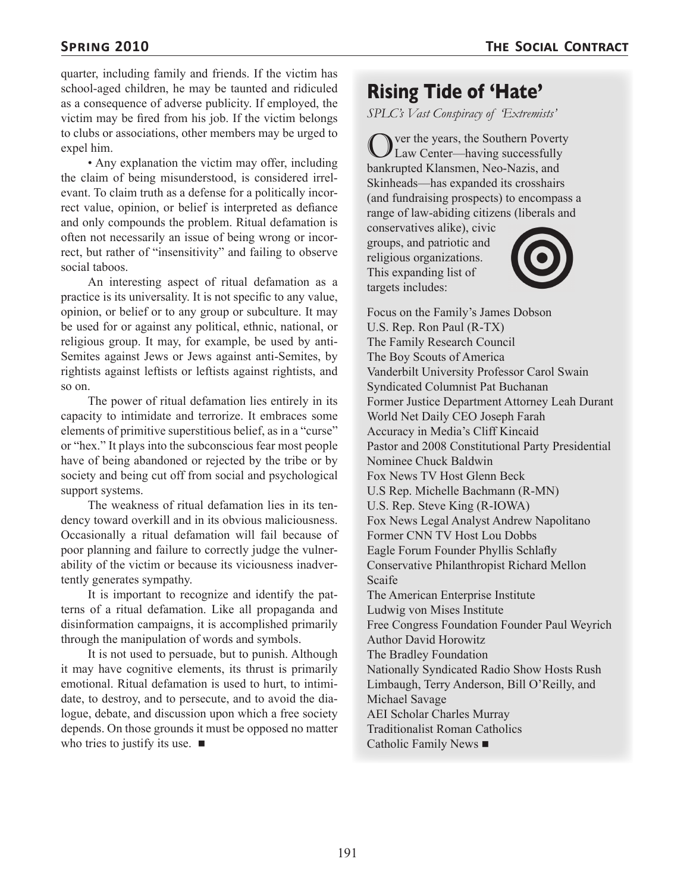quarter, including family and friends. If the victim has school-aged children, he may be taunted and ridiculed as a consequence of adverse publicity. If employed, the victim may be fired from his job. If the victim belongs to clubs or associations, other members may be urged to expel him.

• Any explanation the victim may offer, including the claim of being misunderstood, is considered irrelevant. To claim truth as a defense for a politically incorrect value, opinion, or belief is interpreted as defiance and only compounds the problem. Ritual defamation is often not necessarily an issue of being wrong or incorrect, but rather of "insensitivity" and failing to observe social taboos.

An interesting aspect of ritual defamation as a practice is its universality. It is not specific to any value, opinion, or belief or to any group or subculture. It may be used for or against any political, ethnic, national, or religious group. It may, for example, be used by anti-Semites against Jews or Jews against anti-Semites, by rightists against leftists or leftists against rightists, and so on.

The power of ritual defamation lies entirely in its capacity to intimidate and terrorize. It embraces some elements of primitive superstitious belief, as in a "curse" or "hex." It plays into the subconscious fear most people have of being abandoned or rejected by the tribe or by society and being cut off from social and psychological support systems.

The weakness of ritual defamation lies in its tendency toward overkill and in its obvious maliciousness. Occasionally a ritual defamation will fail because of poor planning and failure to correctly judge the vulnerability of the victim or because its viciousness inadvertently generates sympathy.

It is important to recognize and identify the patterns of a ritual defamation. Like all propaganda and disinformation campaigns, it is accomplished primarily through the manipulation of words and symbols.

It is not used to persuade, but to punish. Although it may have cognitive elements, its thrust is primarily emotional. Ritual defamation is used to hurt, to intimidate, to destroy, and to persecute, and to avoid the dialogue, debate, and discussion upon which a free society depends. On those grounds it must be opposed no matter who tries to justify its use. ■

## Rising Tide of 'Hate'

*SPLC's Vast Conspiracy of 'Extremists'*

Over the years, the Southern Poverty Law Center—having successfully bankrupted Klansmen, Neo-Nazis, and Skinheads—has expanded its crosshairs (and fundraising prospects) to encompass a range of law-abiding citizens (liberals and conservatives alike), civic groups, and patriotic and religious organizations. This expanding list of targets includes:

Focus on the Family's James Dobson
U.S. Rep. Ron Paul (R-TX)
The Family Research Council
The Boy Scouts of America
Vanderbilt University Professor Carol Swain
Syndicated Columnist Pat Buchanan
Former Justice Department Attorney Leah Durant
World Net Daily CEO Joseph Farah
Accuracy in Media's Cliff Kincaid
Pastor and 2008 Constitutional Party Presidential Nominee Chuck Baldwin
Fox News TV Host Glenn Beck
U.S Rep. Michelle Bachmann (R-MN)
U.S. Rep. Steve King (R-IOWA)
Fox News Legal Analyst Andrew Napolitano
Former CNN TV Host Lou Dobbs
Eagle Forum Founder Phyllis Schlafly
Conservative Philanthropist Richard Mellon Scaife
The American Enterprise Institute
Ludwig von Mises Institute
Free Congress Foundation Founder Paul Weyrich
Author David Horowitz
The Bradley Foundation
Nationally Syndicated Radio Show Hosts Rush Limbaugh, Terry Anderson, Bill O'Reilly, and Michael Savage
AEI Scholar Charles Murray
Traditionalist Roman Catholics
Catholic Family News ■